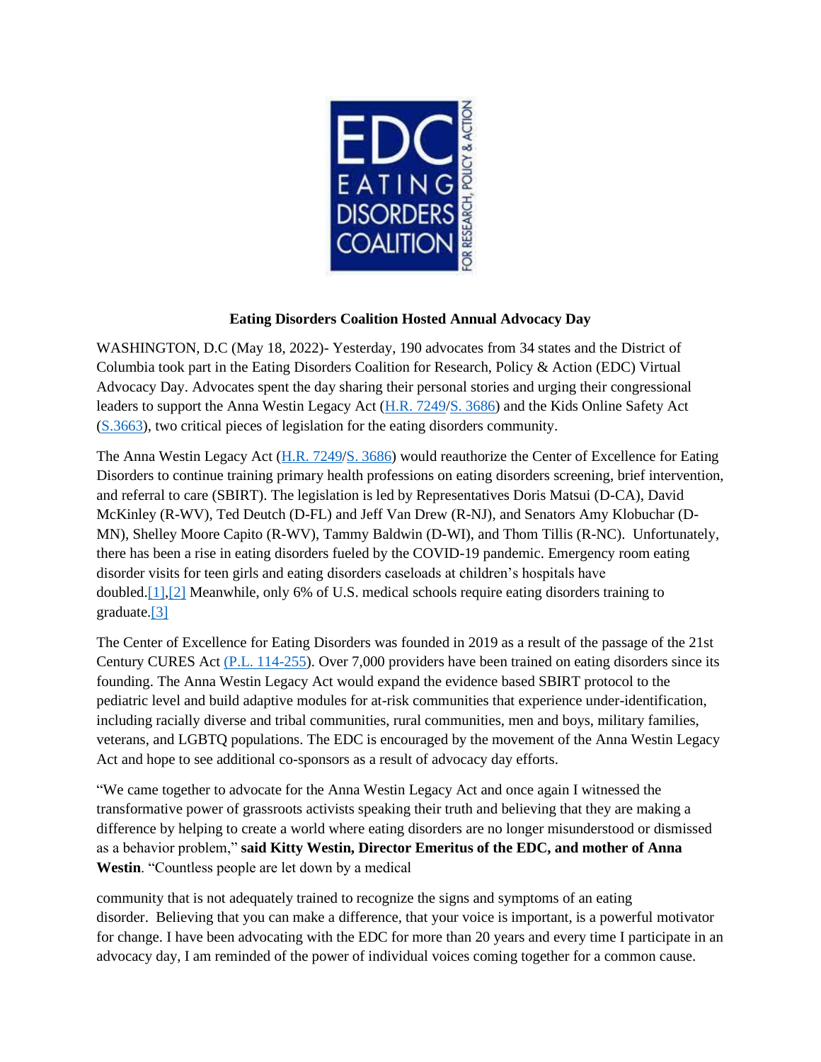**Eating Disorders Coalition Hosted Annual Advocacy Day**

WASHINGTON, D.C (May 18, 2022)- Yesterday, 190 advocates from 34 states and the District of Columbia took part in the Eating Disorders Coalition for Research, Policy & Action (EDC) Virtual Advocacy Day. Advocates spent the day sharing their personal stories and urging their congressional leaders to support the Anna Westin Legacy Act (H.R. 7249/S. 3686) and the Kids Online Safety Act (S.3663), two critical pieces of legislation for the eating disorders community.

The Anna Westin Legacy Act (H.R. 7249/S. 3686) would reauthorize the Center of Excellence for Eating Disorders to continue training primary health professions on eating disorders screening, brief intervention, and referral to care (SBIRT). The legislation is led by Representatives Doris Matsui (D-CA), David McKinley (R-WV), Ted Deutch (D-FL) and Jeff Van Drew (R-NJ), and Senators Amy Klobuchar (D-MN), Shelley Moore Capito (R-WV), Tammy Baldwin (D-WI), and Thom Tillis (R-NC). Unfortunately, there has been a rise in eating disorders fueled by the COVID-19 pandemic. Emergency room eating disorder visits for teen girls and eating disorders caseloads at children's hospitals have doubled.[1],[2] Meanwhile, only 6% of U.S. medical schools require eating disorders training to graduate.[3]

The Center of Excellence for Eating Disorders was founded in 2019 as a result of the passage of the 21st Century CURES Act (P.L. 114-255). Over 7,000 providers have been trained on eating disorders since its founding. The Anna Westin Legacy Act would expand the evidence based SBIRT protocol to the pediatric level and build adaptive modules for at-risk communities that experience under-identification, including racially diverse and tribal communities, rural communities, men and boys, military families, veterans, and LGBTQ populations. The EDC is encouraged by the movement of the Anna Westin Legacy Act and hope to see additional co-sponsors as a result of advocacy day efforts.

"We came together to advocate for the Anna Westin Legacy Act and once again I witnessed the transformative power of grassroots activists speaking their truth and believing that they are making a difference by helping to create a world where eating disorders are no longer misunderstood or dismissed as a behavior problem," **said Kitty Westin, Director Emeritus of the EDC, and mother of Anna Westin**. "Countless people are let down by a medical community that is not adequately trained to recognize the signs and symptoms of an eating disorder. Believing that you can make a difference, that your voice is important, is a powerful motivator for change. I have been advocating with the EDC for more than 20 years and every time I participate in an advocacy day, I am reminded of the power of individual voices coming together for a common cause.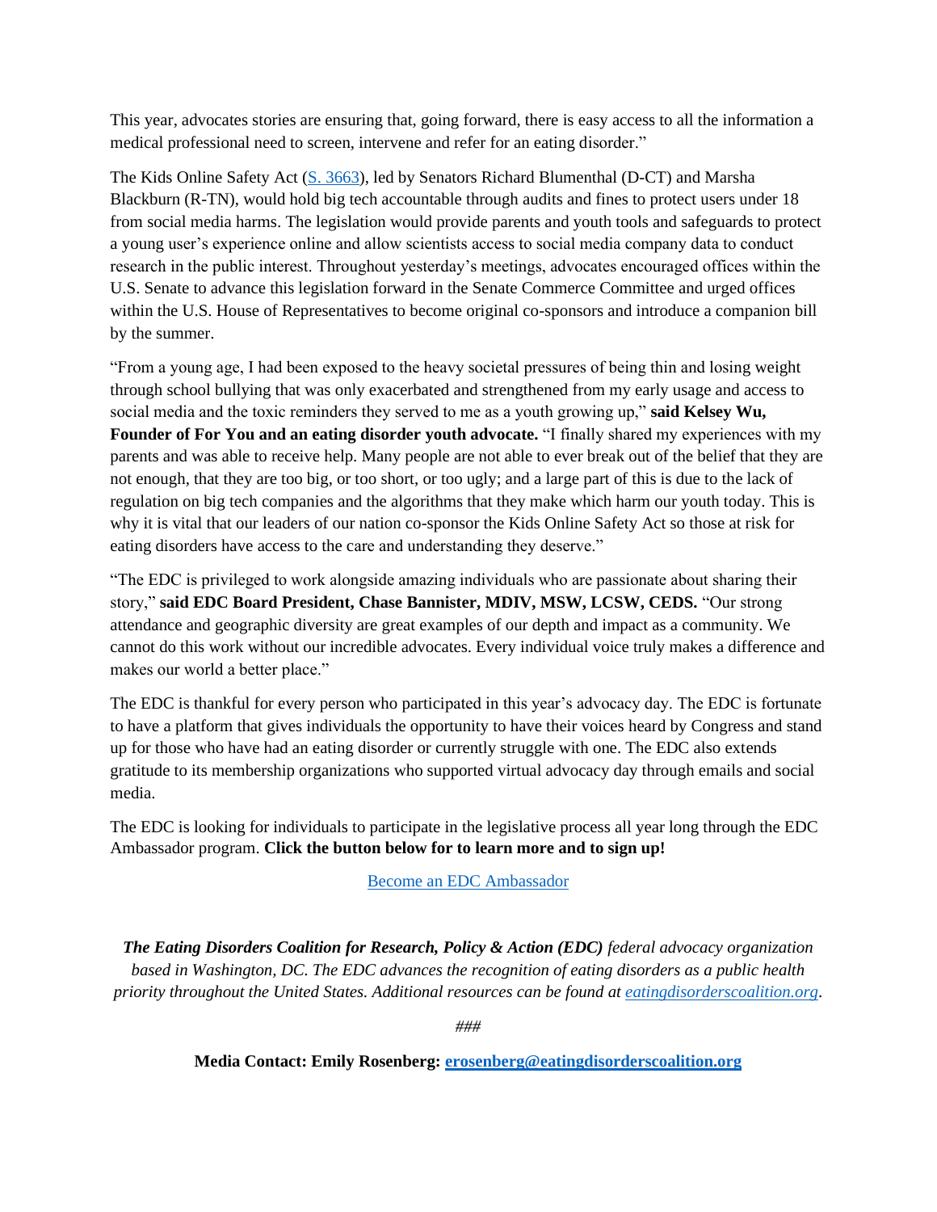This year, advocates stories are ensuring that, going forward, there is easy access to all the information a medical professional need to screen, intervene and refer for an eating disorder."

The Kids Online Safety Act ([S. 3663](https://www.congress.gov/bill/117th-congress/senate-bill/3663)), led by Senators Richard Blumenthal (D-CT) and Marsha Blackburn (R-TN), would hold big tech accountable through audits and fines to protect users under 18 from social media harms. The legislation would provide parents and youth tools and safeguards to protect a young user's experience online and allow scientists access to social media company data to conduct research in the public interest. Throughout yesterday's meetings, advocates encouraged offices within the U.S. Senate to advance this legislation forward in the Senate Commerce Committee and urged offices within the U.S. House of Representatives to become original co-sponsors and introduce a companion bill by the summer.

"From a young age, I had been exposed to the heavy societal pressures of being thin and losing weight through school bullying that was only exacerbated and strengthened from my early usage and access to social media and the toxic reminders they served to me as a youth growing up," **said Kelsey Wu, Founder of For You and an eating disorder youth advocate.** "I finally shared my experiences with my parents and was able to receive help. Many people are not able to ever break out of the belief that they are not enough, that they are too big, or too short, or too ugly; and a large part of this is due to the lack of regulation on big tech companies and the algorithms that they make which harm our youth today. This is why it is vital that our leaders of our nation co-sponsor the Kids Online Safety Act so those at risk for eating disorders have access to the care and understanding they deserve."

"The EDC is privileged to work alongside amazing individuals who are passionate about sharing their story," **said EDC Board President, Chase Bannister, MDIV, MSW, LCSW, CEDS.** "Our strong attendance and geographic diversity are great examples of our depth and impact as a community. We cannot do this work without our incredible advocates. Every individual voice truly makes a difference and makes our world a better place."

The EDC is thankful for every person who participated in this year's advocacy day. The EDC is fortunate to have a platform that gives individuals the opportunity to have their voices heard by Congress and stand up for those who have had an eating disorder or currently struggle with one. The EDC also extends gratitude to its membership organizations who supported virtual advocacy day through emails and social media.

The EDC is looking for individuals to participate in the legislative process all year long through the EDC Ambassador program. **Click the button below for to learn more and to sign up!**

Become an EDC Ambassador

***The Eating Disorders Coalition for Research, Policy & Action (EDC)*** *federal advocacy organization based in Washington, DC. The EDC advances the recognition of eating disorders as a public health priority throughout the United States. Additional resources can be found at eatingdisorderscoalition.org.*

*###*

**Media Contact: Emily Rosenberg: erosenberg@eatingdisorderscoalition.org**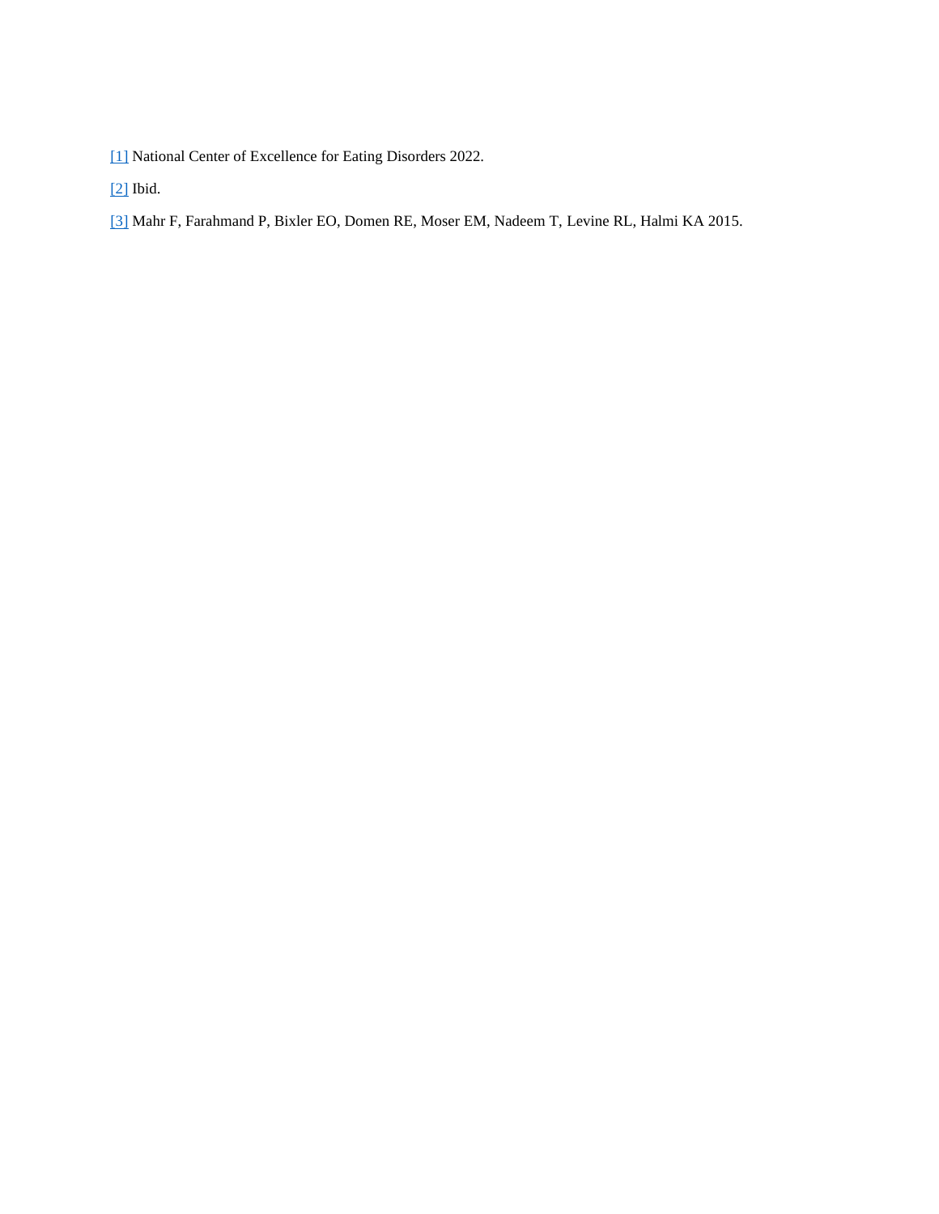[1] National Center of Excellence for Eating Disorders 2022.

[2] Ibid.

[3] Mahr F, Farahmand P, Bixler EO, Domen RE, Moser EM, Nadeem T, Levine RL, Halmi KA 2015.